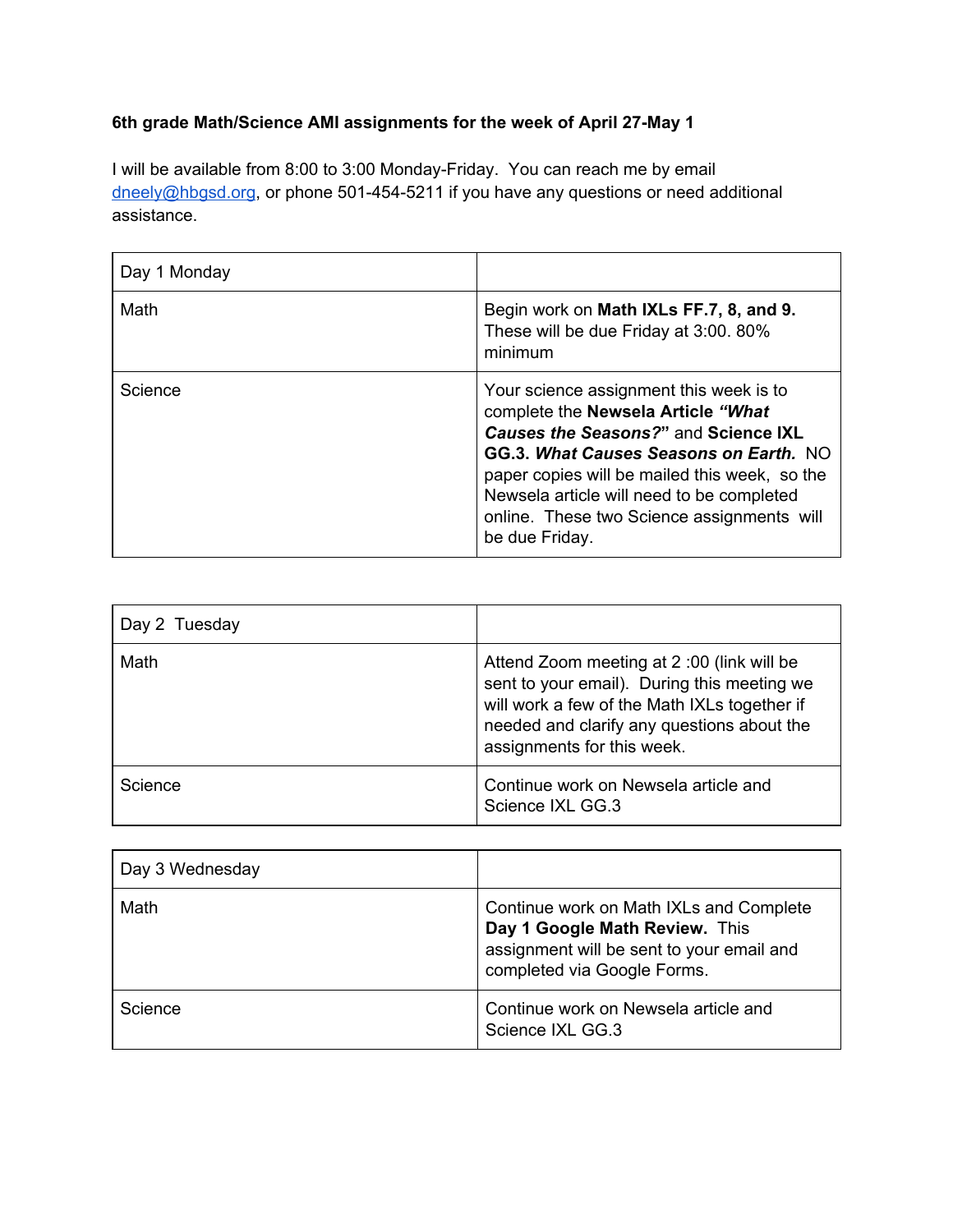**6th grade Math/Science AMI assignments for the week of April 27-May 1**

I will be available from 8:00 to 3:00 Monday-Friday. You can reach me by email dneely@hbgsd.org, or phone 501-454-5211 if you have any questions or need additional assistance.

| Day 1 Monday | |
|---|---|
| Math | Begin work on **Math IXLs FF.7, 8, and 9.** These will be due Friday at 3:00. 80% minimum |
| Science | Your science assignment this week is to complete the **Newsela Article *"What Causes the Seasons?*"** and **Science IXL GG.3. *What Causes Seasons on Earth.*** NO paper copies will be mailed this week, so the Newsela article will need to be completed online. These two Science assignments will be due Friday. |

| Day 2 Tuesday | |
|---|---|
| Math | Attend Zoom meeting at 2 :00 (link will be sent to your email). During this meeting we will work a few of the Math IXLs together if needed and clarify any questions about the assignments for this week. |
| Science | Continue work on Newsela article and Science IXL GG.3 |

| Day 3 Wednesday | |
|---|---|
| Math | Continue work on Math IXLs and Complete **Day 1 Google Math Review.** This assignment will be sent to your email and completed via Google Forms. |
| Science | Continue work on Newsela article and Science IXL GG.3 |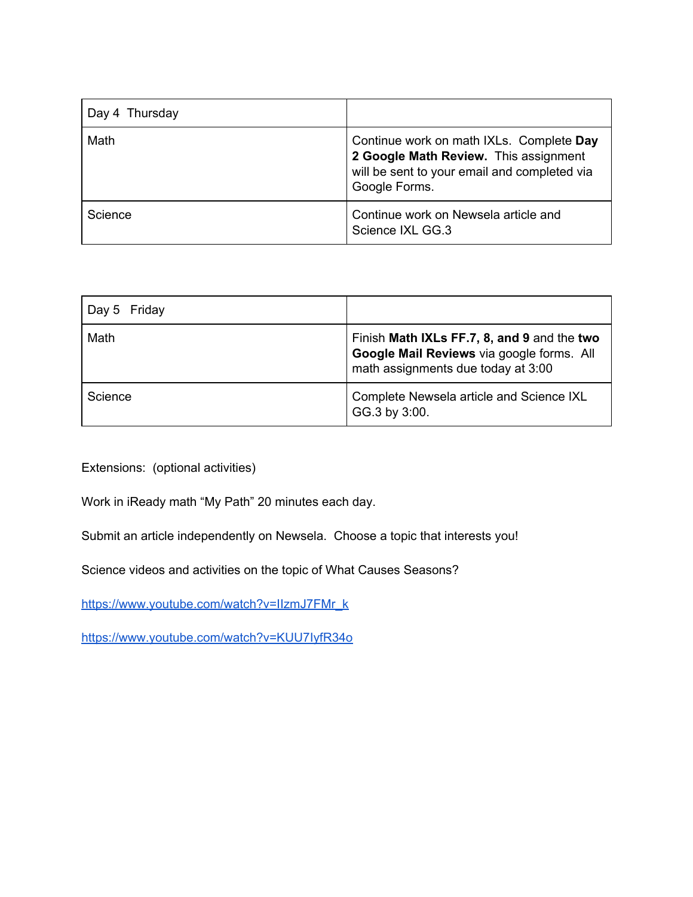| Day 4 Thursday | |
|---|---|
| Math | Continue work on math IXLs. Complete **Day 2 Google Math Review.** This assignment will be sent to your email and completed via Google Forms. |
| Science | Continue work on Newsela article and Science IXL GG.3 |

| Day 5 Friday | |
|---|---|
| Math | Finish **Math IXLs FF.7, 8, and 9** and the **two Google Mail Reviews** via google forms. All math assignments due today at 3:00 |
| Science | Complete Newsela article and Science IXL GG.3 by 3:00. |

Extensions: (optional activities)

Work in iReady math "My Path" 20 minutes each day.

Submit an article independently on Newsela. Choose a topic that interests you!

Science videos and activities on the topic of What Causes Seasons?

https://www.youtube.com/watch?v=IlzmJ7FMr_k

https://www.youtube.com/watch?v=KUU7IyfR34o